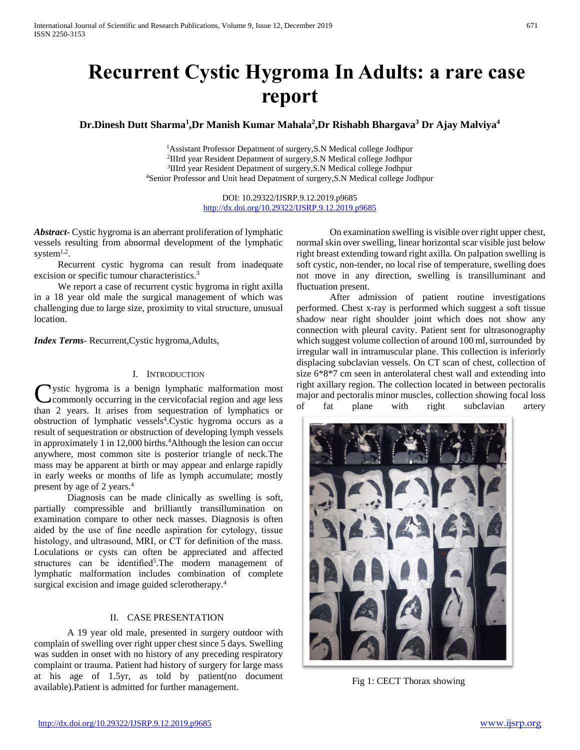# Recurrent Cystic Hygroma In Adults: a rare case report

**Dr.Dinesh Dutt Sharma[1],Dr Manish Kumar Mahala[2],Dr Rishabh Bhargava[3] Dr Ajay Malviya[4]**

[1]Assistant Professor Depatment of surgery,S.N Medical college Jodhpur
[2]IIIrd year Resident Depatment of surgery,S.N Medical college Jodhpur
[3]IIIrd year Resident Depatment of surgery,S.N Medical college Jodhpur
[4]Senior Professor and Unit head Depatment of surgery,S.N Medical college Jodhpur

DOI: 10.29322/IJSRP.9.12.2019.p9685
http://dx.doi.org/10.29322/IJSRP.9.12.2019.p9685

***Abstract***- Cystic hygroma is an aberrant proliferation of lymphatic vessels resulting from abnormal development of the lymphatic system[1,2].

Recurrent cystic hygroma can result from inadequate excision or specific tumour characteristics.[3]

We report a case of recurrent cystic hygroma in right axilla in a 18 year old male the surgical management of which was challenging due to large size, proximity to vital structure, unusual location.

***Index Terms***- Recurrent,Cystic hygroma,Adults,

## I. Introduction

Cystic hygroma is a benign lymphatic malformation most commonly occurring in the cervicofacial region and age less than 2 years. It arises from sequestration of lymphatics or obstruction of lymphatic vessels[4].Cystic hygroma occurs as a result of sequestration or obstruction of developing lymph vessels in approximately 1 in 12,000 births.[4]Although the lesion can occur anywhere, most common site is posterior triangle of neck.The mass may be apparent at birth or may appear and enlarge rapidly in early weeks or months of life as lymph accumulate; mostly present by age of 2 years.[4]

Diagnosis can be made clinically as swelling is soft, partially compressible and brilliantly transillumination on examination compare to other neck masses. Diagnosis is often aided by the use of fine needle aspiration for cytology, tissue histology, and ultrasound, MRI, or CT for definition of the mass. Loculations or cysts can often be appreciated and affected structures can be identified[5].The modern management of lymphatic malformation includes combination of complete surgical excision and image guided sclerotherapy.[4]

## II. Case Presentation

A 19 year old male, presented in surgery outdoor with complain of swelling over right upper chest since 5 days. Swelling was sudden in onset with no history of any preceding respiratory complaint or trauma. Patient had history of surgery for large mass at his age of 1.5yr, as told by patient(no document available).Patient is admitted for further management.

On examination swelling is visible over right upper chest, normal skin over swelling, linear horizontal scar visible just below right breast extending toward right axilla. On palpation swelling is soft cystic, non-tender, no local rise of temperature, swelling does not move in any direction, swelling is transilluminant and fluctuation present.

After admission of patient routine investigations performed. Chest x-ray is performed which suggest a soft tissue shadow near right shoulder joint which does not show any connection with pleural cavity. Patient sent for ultrasonography which suggest volume collection of around 100 ml, surrounded by irregular wall in intramuscular plane. This collection is inferiorly displacing subclavian vessels. On CT scan of chest, collection of size 6*8*7 cm seen in anterolateral chest wall and extending into right axillary region. The collection located in between pectoralis major and pectoralis minor muscles, collection showing focal loss of fat plane with right subclavian artery

Fig 1: CECT Thorax showing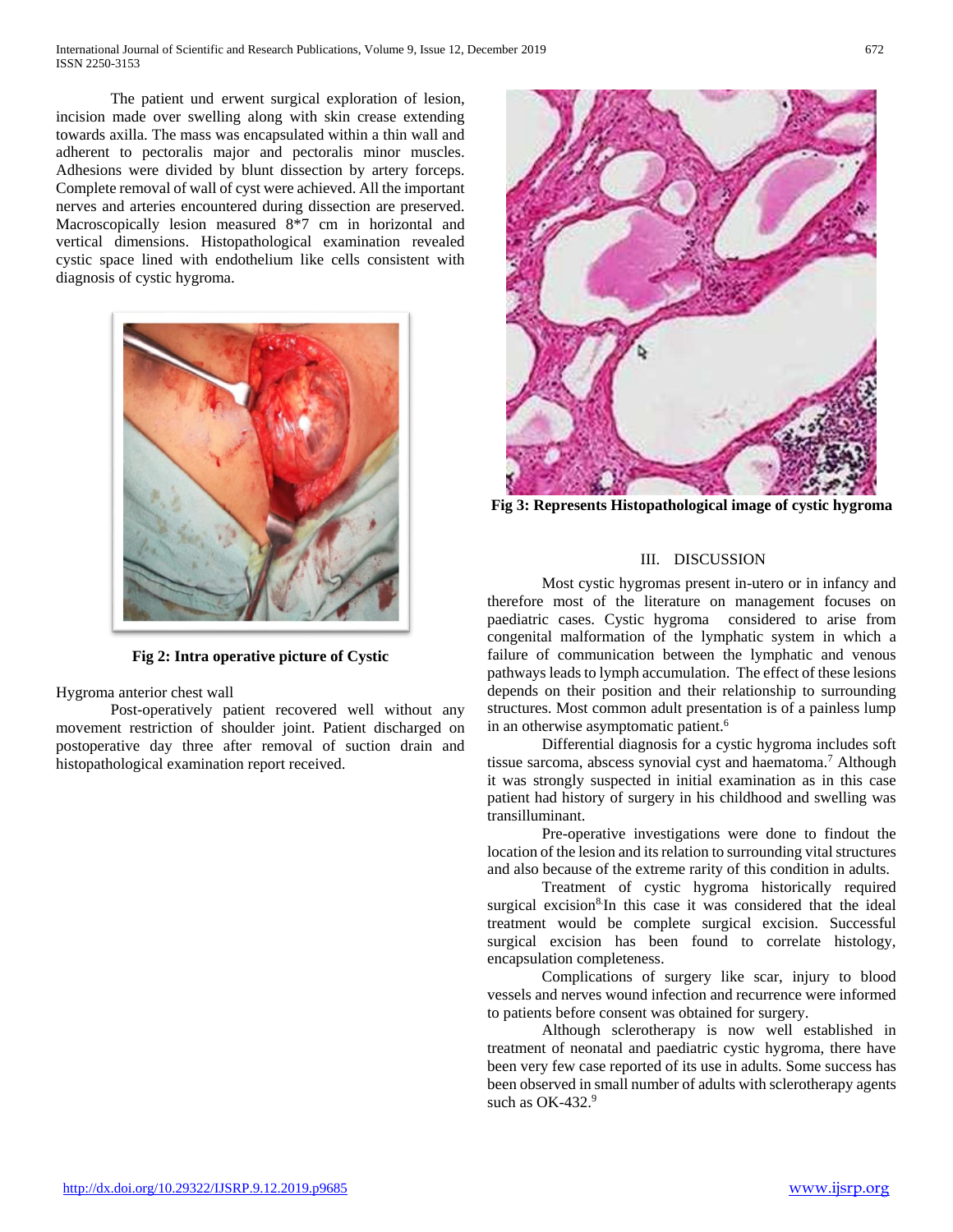The patient und erwent surgical exploration of lesion, incision made over swelling along with skin crease extending towards axilla. The mass was encapsulated within a thin wall and adherent to pectoralis major and pectoralis minor muscles. Adhesions were divided by blunt dissection by artery forceps. Complete removal of wall of cyst were achieved. All the important nerves and arteries encountered during dissection are preserved. Macroscopically lesion measured 8*7 cm in horizontal and vertical dimensions. Histopathological examination revealed cystic space lined with endothelium like cells consistent with diagnosis of cystic hygroma.

**Fig 2: Intra operative picture of Cystic**

Hygroma anterior chest wall

Post-operatively patient recovered well without any movement restriction of shoulder joint. Patient discharged on postoperative day three after removal of suction drain and histopathological examination report received.

**Fig 3: Represents Histopathological image of cystic hygroma**

## III. DISCUSSION

Most cystic hygromas present in-utero or in infancy and therefore most of the literature on management focuses on paediatric cases. Cystic hygroma considered to arise from congenital malformation of the lymphatic system in which a failure of communication between the lymphatic and venous pathways leads to lymph accumulation. The effect of these lesions depends on their position and their relationship to surrounding structures. Most common adult presentation is of a painless lump in an otherwise asymptomatic patient.[6]

Differential diagnosis for a cystic hygroma includes soft tissue sarcoma, abscess synovial cyst and haematoma.[7] Although it was strongly suspected in initial examination as in this case patient had history of surgery in his childhood and swelling was transilluminant.

Pre-operative investigations were done to findout the location of the lesion and its relation to surrounding vital structures and also because of the extreme rarity of this condition in adults.

Treatment of cystic hygroma historically required surgical excision[8]. In this case it was considered that the ideal treatment would be complete surgical excision. Successful surgical excision has been found to correlate histology, encapsulation completeness.

Complications of surgery like scar, injury to blood vessels and nerves wound infection and recurrence were informed to patients before consent was obtained for surgery.

Although sclerotherapy is now well established in treatment of neonatal and paediatric cystic hygroma, there have been very few case reported of its use in adults. Some success has been observed in small number of adults with sclerotherapy agents such as OK-432.[9]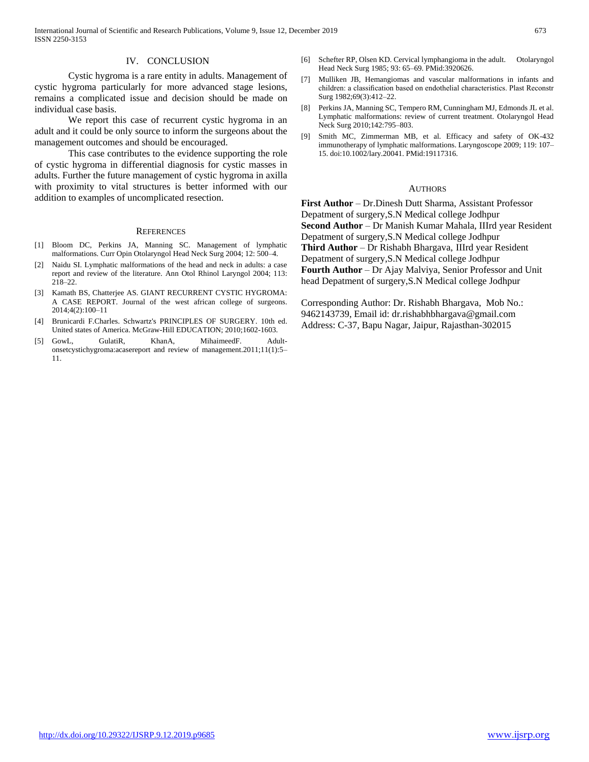## IV. CONCLUSION

Cystic hygroma is a rare entity in adults. Management of cystic hygroma particularly for more advanced stage lesions, remains a complicated issue and decision should be made on individual case basis.

We report this case of recurrent cystic hygroma in an adult and it could be only source to inform the surgeons about the management outcomes and should be encouraged.

This case contributes to the evidence supporting the role of cystic hygroma in differential diagnosis for cystic masses in adults. Further the future management of cystic hygroma in axilla with proximity to vital structures is better informed with our addition to examples of uncomplicated resection.

## REFERENCES

[1] Bloom DC, Perkins JA, Manning SC. Management of lymphatic malformations. Curr Opin Otolaryngol Head Neck Surg 2004; 12: 500–4.

[2] Naidu SI. Lymphatic malformations of the head and neck in adults: a case report and review of the literature. Ann Otol Rhinol Laryngol 2004; 113: 218–22.

[3] Kamath BS, Chatterjee AS. GIANT RECURRENT CYSTIC HYGROMA: A CASE REPORT. Journal of the west african college of surgeons. 2014;4(2):100–11

[4] Brunicardi F.Charles. Schwartz's PRINCIPLES OF SURGERY. 10th ed. United states of America. McGraw-Hill EDUCATION; 2010;1602-1603.

[5] GowL, GulatiR, KhanA, MihaimeedF. Adult-onsetcystichygroma:acasereport and review of management.2011;11(1):5–11.

[6] Schefter RP, Olsen KD. Cervical lymphangioma in the adult. Otolaryngol Head Neck Surg 1985; 93: 65–69. PMid:3920626.

[7] Mulliken JB, Hemangiomas and vascular malformations in infants and children: a classification based on endothelial characteristics. Plast Reconstr Surg 1982;69(3):412–22.

[8] Perkins JA, Manning SC, Tempero RM, Cunningham MJ, Edmonds JL et al. Lymphatic malformations: review of current treatment. Otolaryngol Head Neck Surg 2010;142:795–803.

[9] Smith MC, Zimmerman MB, et al. Efficacy and safety of OK-432 immunotherapy of lymphatic malformations. Laryngoscope 2009; 119: 107–15. doi:10.1002/lary.20041. PMid:19117316.

## AUTHORS

**First Author** – Dr.Dinesh Dutt Sharma, Assistant Professor Depatment of surgery,S.N Medical college Jodhpur
**Second Author** – Dr Manish Kumar Mahala, IIIrd year Resident Depatment of surgery,S.N Medical college Jodhpur
**Third Author** – Dr Rishabh Bhargava, IIIrd year Resident Depatment of surgery,S.N Medical college Jodhpur
**Fourth Author** – Dr Ajay Malviya, Senior Professor and Unit head Depatment of surgery,S.N Medical college Jodhpur

Corresponding Author: Dr. Rishabh Bhargava, Mob No.: 9462143739, Email id: dr.rishabhbhargava@gmail.com Address: C-37, Bapu Nagar, Jaipur, Rajasthan-302015